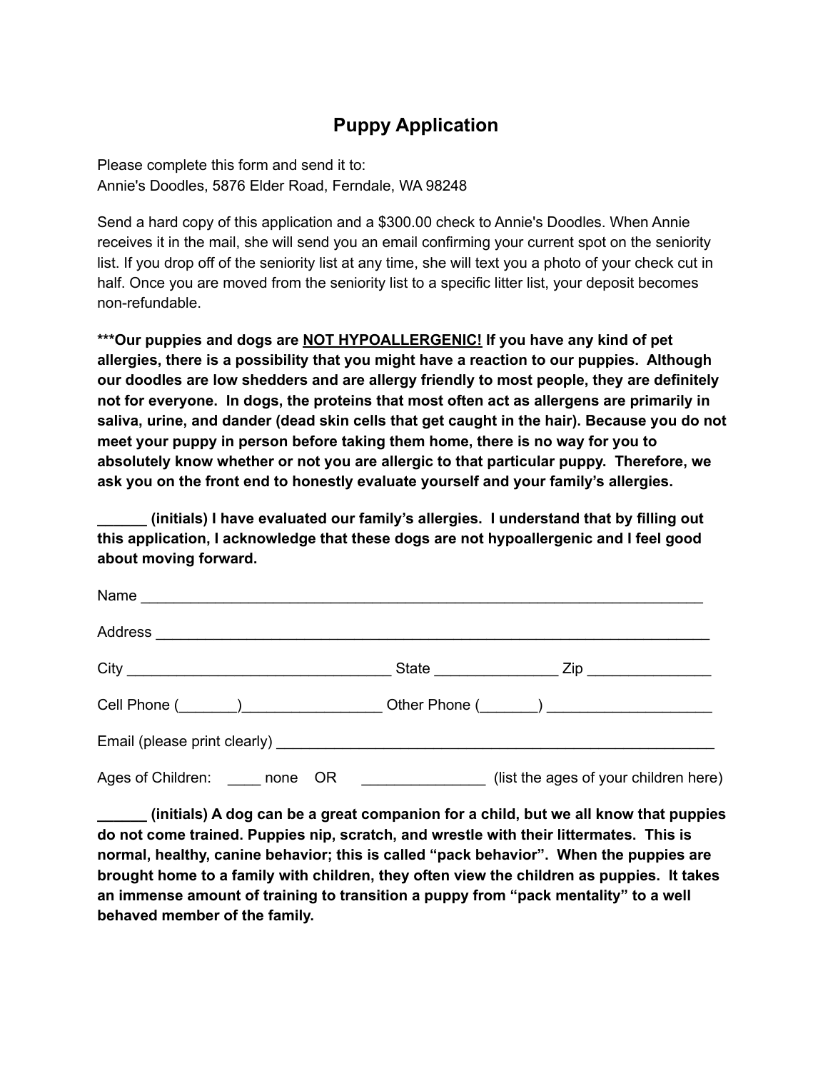# Puppy Application

Please complete this form and send it to:
Annie's Doodles, 5876 Elder Road, Ferndale, WA 98248

Send a hard copy of this application and a $300.00 check to Annie's Doodles. When Annie receives it in the mail, she will send you an email confirming your current spot on the seniority list. If you drop off of the seniority list at any time, she will text you a photo of your check cut in half. Once you are moved from the seniority list to a specific litter list, your deposit becomes non-refundable.

**\*\*\*Our puppies and dogs are <u>NOT HYPOALLERGENIC!</u> If you have any kind of pet allergies, there is a possibility that you might have a reaction to our puppies. Although our doodles are low shedders and are allergy friendly to most people, they are definitely not for everyone. In dogs, the proteins that most often act as allergens are primarily in saliva, urine, and dander (dead skin cells that get caught in the hair). Because you do not meet your puppy in person before taking them home, there is no way for you to absolutely know whether or not you are allergic to that particular puppy. Therefore, we ask you on the front end to honestly evaluate yourself and your family's allergies.**

**______ (initials) I have evaluated our family's allergies. I understand that by filling out this application, I acknowledge that these dogs are not hypoallergenic and I feel good about moving forward.**

Name ______________________________________________________________________

Address _____________________________________________________________________

City ________________________________ State _______________ Zip _______________

Cell Phone (_______)_________________ Other Phone (_______) ____________________

Email (please print clearly) ______________________________________________________

Ages of Children: ____ none OR _______________ (list the ages of your children here)

**______ (initials) A dog can be a great companion for a child, but we all know that puppies do not come trained. Puppies nip, scratch, and wrestle with their littermates. This is normal, healthy, canine behavior; this is called "pack behavior". When the puppies are brought home to a family with children, they often view the children as puppies. It takes an immense amount of training to transition a puppy from "pack mentality" to a well behaved member of the family.**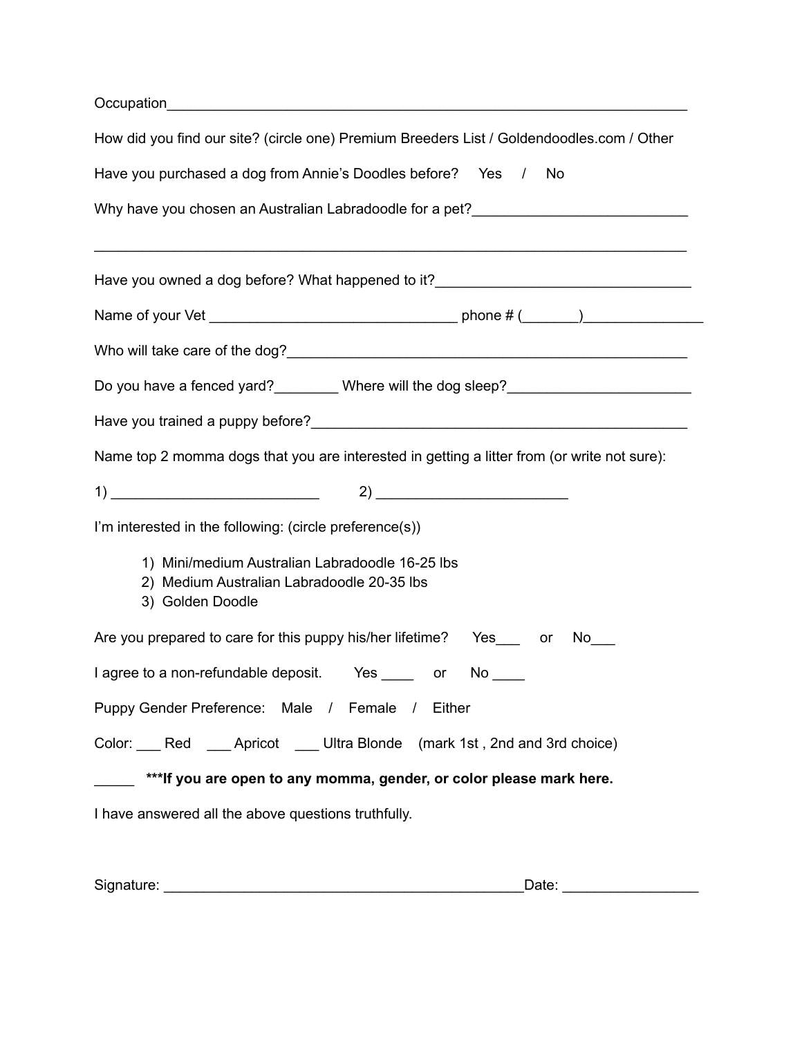Occupation_______________________________________________________________

How did you find our site? (circle one) Premium Breeders List / Goldendoodles.com / Other

Have you purchased a dog from Annie's Doodles before? Yes / No

Why have you chosen an Australian Labradoodle for a pet?___________________________

_______________________________________________________________________

Have you owned a dog before? What happened to it?________________________________

Name of your Vet ________________________________ phone # (_______)_______________

Who will take care of the dog?____________________________________________________

Do you have a fenced yard?________ Where will the dog sleep?_______________________

Have you trained a puppy before?_________________________________________________

Name top 2 momma dogs that you are interested in getting a litter from (or write not sure):

1) __________________________ 2) ________________________

I'm interested in the following: (circle preference(s))

1) Mini/medium Australian Labradoodle 16-25 lbs
2) Medium Australian Labradoodle 20-35 lbs
3) Golden Doodle

Are you prepared to care for this puppy his/her lifetime? Yes___ or No___

I agree to a non-refundable deposit. Yes ____ or No ____

Puppy Gender Preference: Male / Female / Either

Color: ___ Red ___ Apricot ___ Ultra Blonde (mark 1st , 2nd and 3rd choice)

_____ **\*\*\*If you are open to any momma, gender, or color please mark here.**

I have answered all the above questions truthfully.

Signature: ______________________________________________Date: ________________